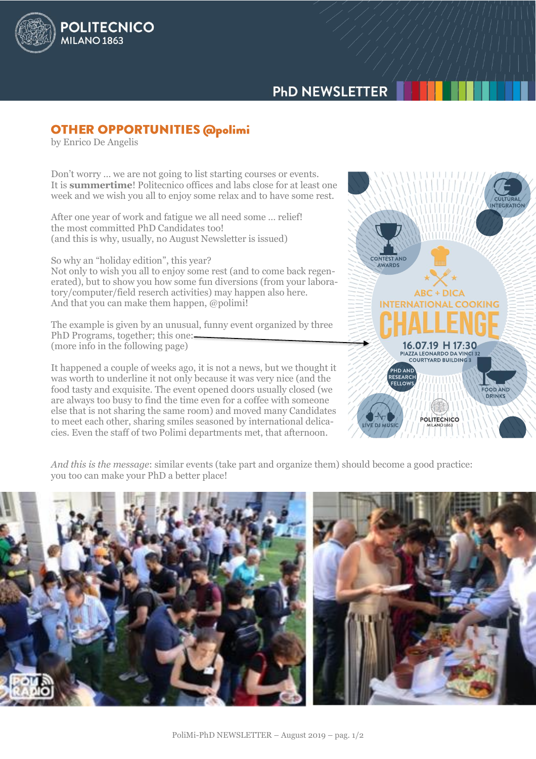## OTHER OPPORTUNITIES @polimi

by Enrico De Angelis

Don't worry ... we are not going to list starting courses or events.
It is **summertime**! Politecnico offices and labs close for at least one week and we wish you all to enjoy some relax and to have some rest.

After one year of work and fatigue we all need some ... relief!
the most committed PhD Candidates too!
(and this is why, usually, no August Newsletter is issued)

So why an "holiday edition", this year?
Not only to wish you all to enjoy some rest (and to come back regenerated), but to show you how some fun diversions (from your laboratory/computer/field reserch activities) may happen also here.
And that you can make them happen, @polimi!

The example is given by an unusual, funny event organized by three PhD Programs, together; this one:
(more info in the following page)

It happened a couple of weeks ago, it is not a news, but we thought it was worth to underline it not only because it was very nice (and the food tasty and exquisite. The event opened doors usually closed (we are always too busy to find the time even for a coffee with someone else that is not sharing the same room) and moved many Candidates to meet each other, sharing smiles seasoned by international delicacies. Even the staff of two Polimi departments met, that afternoon.

*And this is the message*: similar events (take part and organize them) should become a good practice: you too can make your PhD a better place!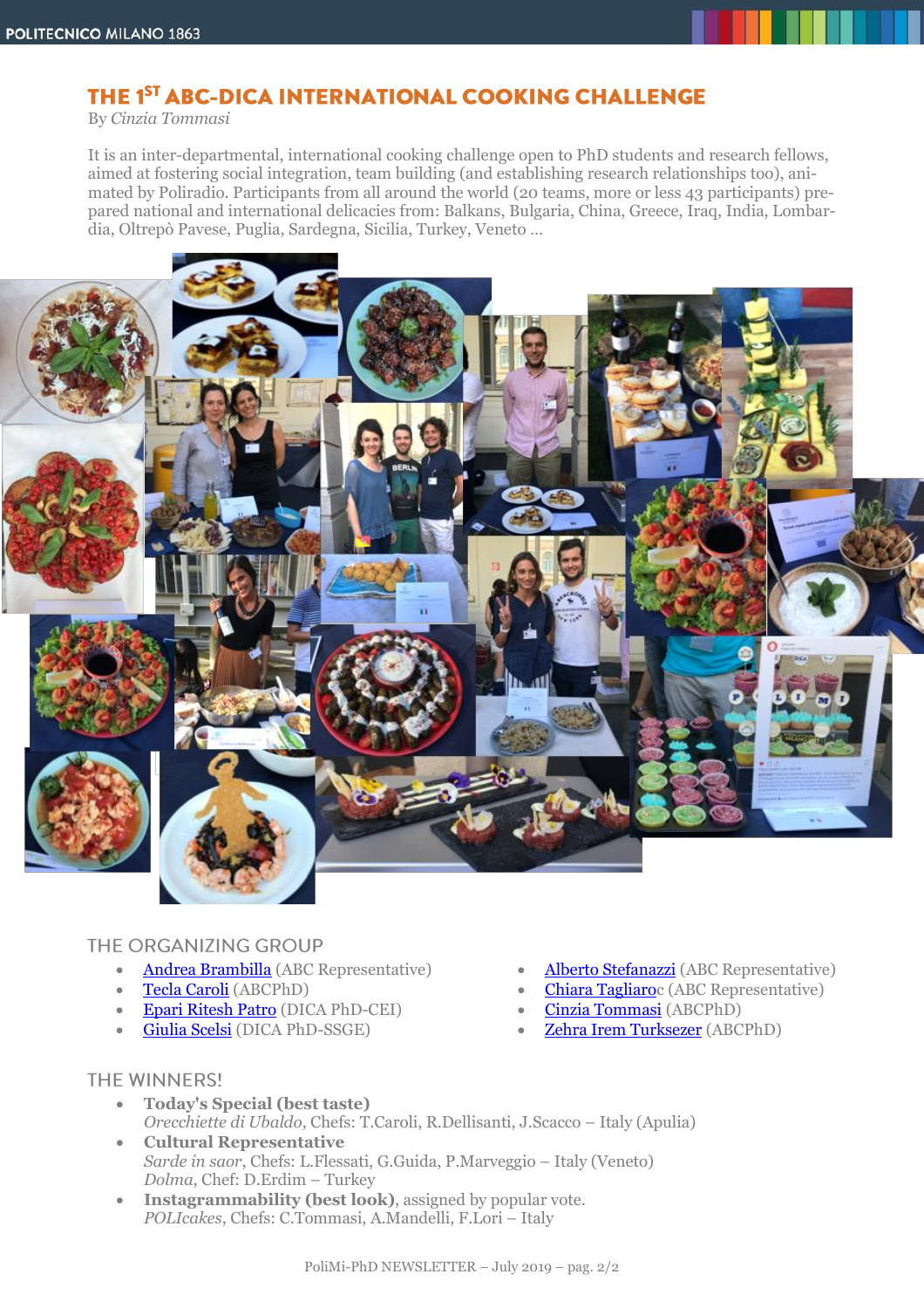# THE 1ST ABC-DICA INTERNATIONAL COOKING CHALLENGE

By *Cinzia Tommasi*

It is an inter-departmental, international cooking challenge open to PhD students and research fellows, aimed at fostering social integration, team building (and establishing research relationships too), animated by Poliradio. Participants from all around the world (20 teams, more or less 43 participants) prepared national and international delicacies from: Balkans, Bulgaria, China, Greece, Iraq, India, Lombardia, Oltrepò Pavese, Puglia, Sardegna, Sicilia, Turkey, Veneto …

## THE ORGANIZING GROUP

- Andrea Brambilla (ABC Representative)
- Tecla Caroli (ABCPhD)
- Epari Ritesh Patro (DICA PhD-CEI)
- Giulia Scelsi (DICA PhD-SSGE)
- Alberto Stefanazzi (ABC Representative)
- Chiara Tagliaroc (ABC Representative)
- Cinzia Tommasi (ABCPhD)
- Zehra Irem Turksezer (ABCPhD)

## THE WINNERS!

- **Today's Special (best taste)**
  *Orecchiette di Ubaldo*, Chefs: T.Caroli, R.Dellisanti, J.Scacco – Italy (Apulia)
- **Cultural Representative**
  *Sarde in saor*, Chefs: L.Flessati, G.Guida, P.Marveggio – Italy (Veneto)
  *Dolma*, Chef: D.Erdim – Turkey
- **Instagrammability (best look)**, assigned by popular vote.
  *POLIcakes*, Chefs: C.Tommasi, A.Mandelli, F.Lori – Italy